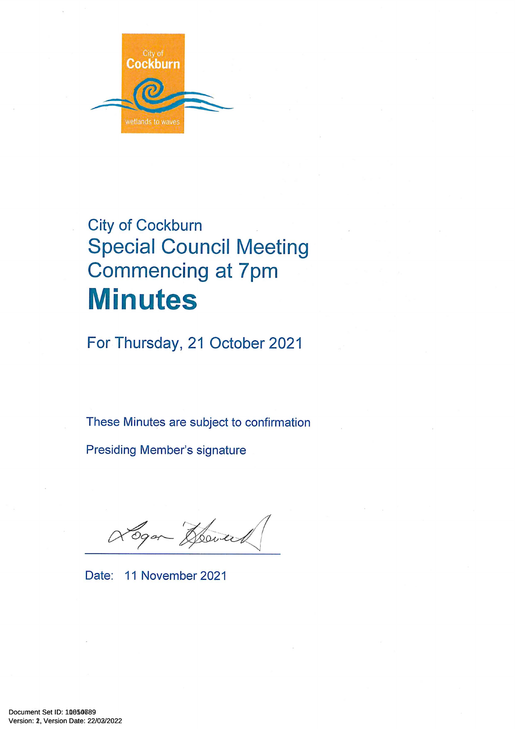City of Cockburn

wetlands to waves

City of Cockburn

# Special Council Meeting Commencing at 7pm

# Minutes

For Thursday, 21 October 2021

These Minutes are subject to confirmation

Presiding Member's signature

Date: 11 November 2021

Document Set ID: 10850689
Version: 2, Version Date: 22/03/2022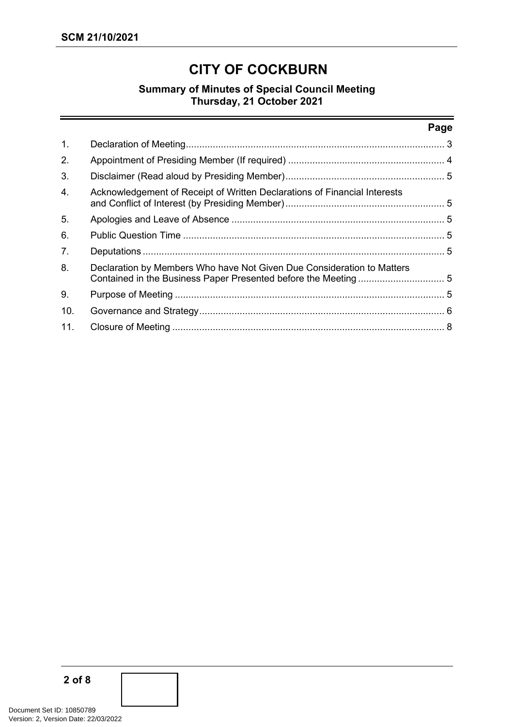# CITY OF COCKBURN

## Summary of Minutes of Special Council Meeting
## Thursday, 21 October 2021

| | | Page |
|---|---|---|
| 1. | Declaration of Meeting | 3 |
| 2. | Appointment of Presiding Member (If required) | 4 |
| 3. | Disclaimer (Read aloud by Presiding Member) | 5 |
| 4. | Acknowledgement of Receipt of Written Declarations of Financial Interests and Conflict of Interest (by Presiding Member) | 5 |
| 5. | Apologies and Leave of Absence | 5 |
| 6. | Public Question Time | 5 |
| 7. | Deputations | 5 |
| 8. | Declaration by Members Who have Not Given Due Consideration to Matters Contained in the Business Paper Presented before the Meeting | 5 |
| 9. | Purpose of Meeting | 5 |
| 10. | Governance and Strategy | 6 |
| 11. | Closure of Meeting | 8 |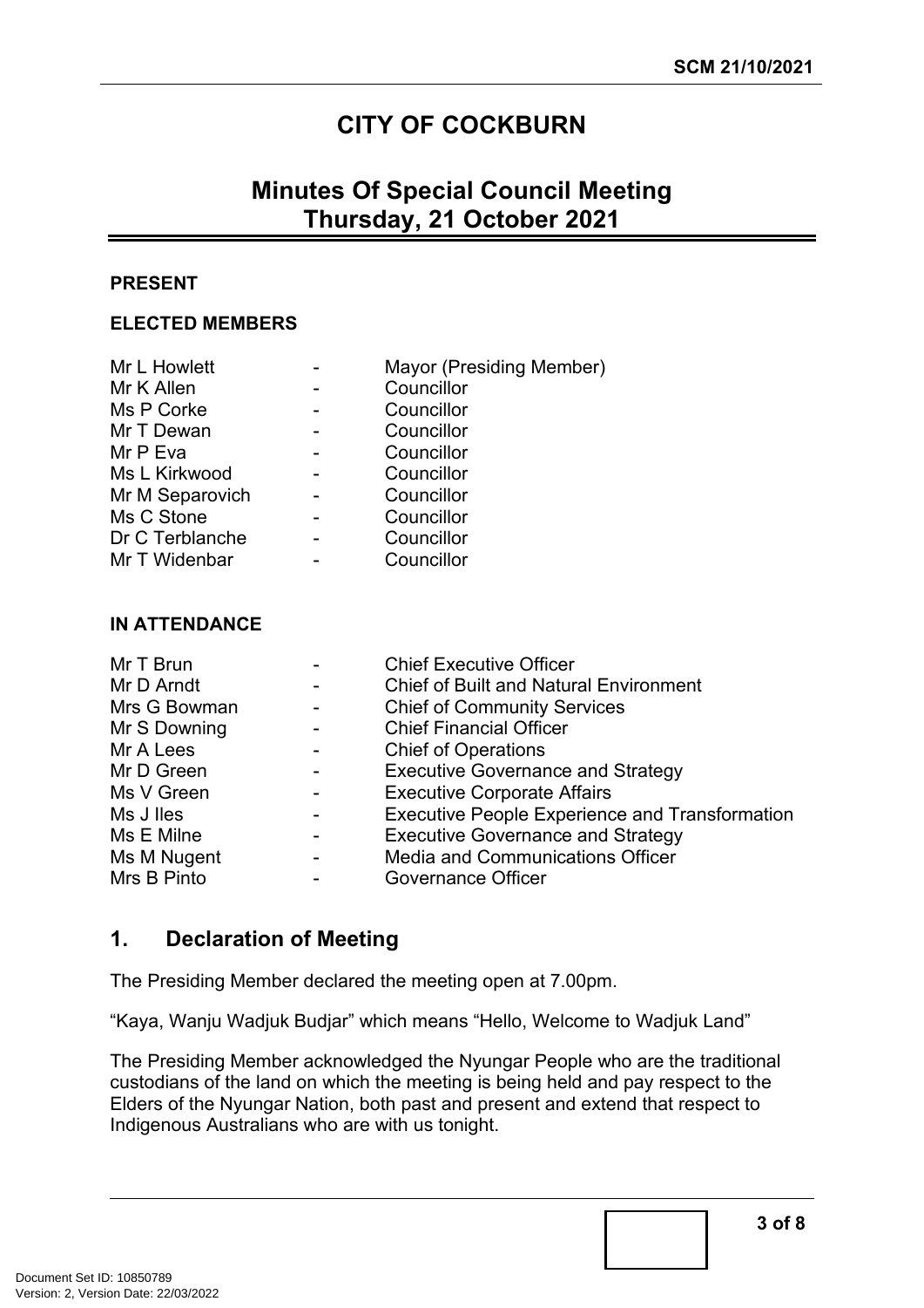# CITY OF COCKBURN

## Minutes Of Special Council Meeting Thursday, 21 October 2021

**PRESENT**

**ELECTED MEMBERS**

| | | |
|---|---|---|
| Mr L Howlett | - | Mayor (Presiding Member) |
| Mr K Allen | - | Councillor |
| Ms P Corke | - | Councillor |
| Mr T Dewan | - | Councillor |
| Mr P Eva | - | Councillor |
| Ms L Kirkwood | - | Councillor |
| Mr M Separovich | - | Councillor |
| Ms C Stone | - | Councillor |
| Dr C Terblanche | - | Councillor |
| Mr T Widenbar | - | Councillor |

**IN ATTENDANCE**

| | | |
|---|---|---|
| Mr T Brun | - | Chief Executive Officer |
| Mr D Arndt | - | Chief of Built and Natural Environment |
| Mrs G Bowman | - | Chief of Community Services |
| Mr S Downing | - | Chief Financial Officer |
| Mr A Lees | - | Chief of Operations |
| Mr D Green | - | Executive Governance and Strategy |
| Ms V Green | - | Executive Corporate Affairs |
| Ms J Iles | - | Executive People Experience and Transformation |
| Ms E Milne | - | Executive Governance and Strategy |
| Ms M Nugent | - | Media and Communications Officer |
| Mrs B Pinto | - | Governance Officer |

## 1. Declaration of Meeting

The Presiding Member declared the meeting open at 7.00pm.

"Kaya, Wanju Wadjuk Budjar" which means "Hello, Welcome to Wadjuk Land"

The Presiding Member acknowledged the Nyungar People who are the traditional custodians of the land on which the meeting is being held and pay respect to the Elders of the Nyungar Nation, both past and present and extend that respect to Indigenous Australians who are with us tonight.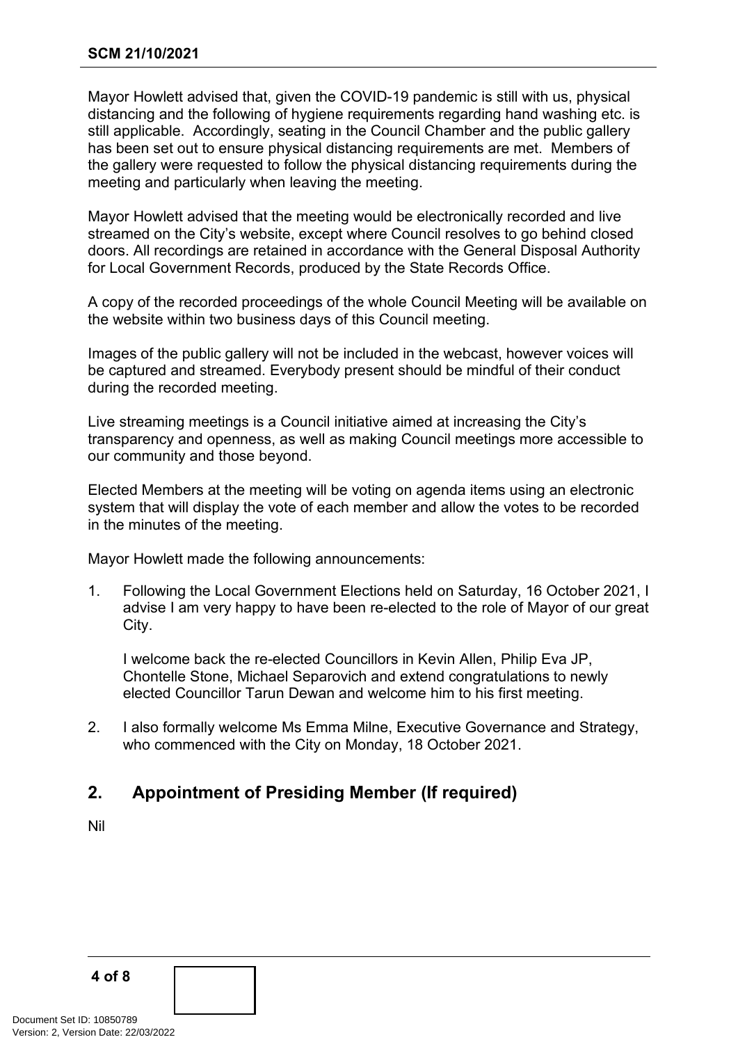Mayor Howlett advised that, given the COVID-19 pandemic is still with us, physical distancing and the following of hygiene requirements regarding hand washing etc. is still applicable. Accordingly, seating in the Council Chamber and the public gallery has been set out to ensure physical distancing requirements are met. Members of the gallery were requested to follow the physical distancing requirements during the meeting and particularly when leaving the meeting.

Mayor Howlett advised that the meeting would be electronically recorded and live streamed on the City's website, except where Council resolves to go behind closed doors. All recordings are retained in accordance with the General Disposal Authority for Local Government Records, produced by the State Records Office.

A copy of the recorded proceedings of the whole Council Meeting will be available on the website within two business days of this Council meeting.

Images of the public gallery will not be included in the webcast, however voices will be captured and streamed. Everybody present should be mindful of their conduct during the recorded meeting.

Live streaming meetings is a Council initiative aimed at increasing the City's transparency and openness, as well as making Council meetings more accessible to our community and those beyond.

Elected Members at the meeting will be voting on agenda items using an electronic system that will display the vote of each member and allow the votes to be recorded in the minutes of the meeting.

Mayor Howlett made the following announcements:

1. Following the Local Government Elections held on Saturday, 16 October 2021, I advise I am very happy to have been re-elected to the role of Mayor of our great City.

   I welcome back the re-elected Councillors in Kevin Allen, Philip Eva JP, Chontelle Stone, Michael Separovich and extend congratulations to newly elected Councillor Tarun Dewan and welcome him to his first meeting.

2. I also formally welcome Ms Emma Milne, Executive Governance and Strategy, who commenced with the City on Monday, 18 October 2021.

## 2. Appointment of Presiding Member (If required)

Nil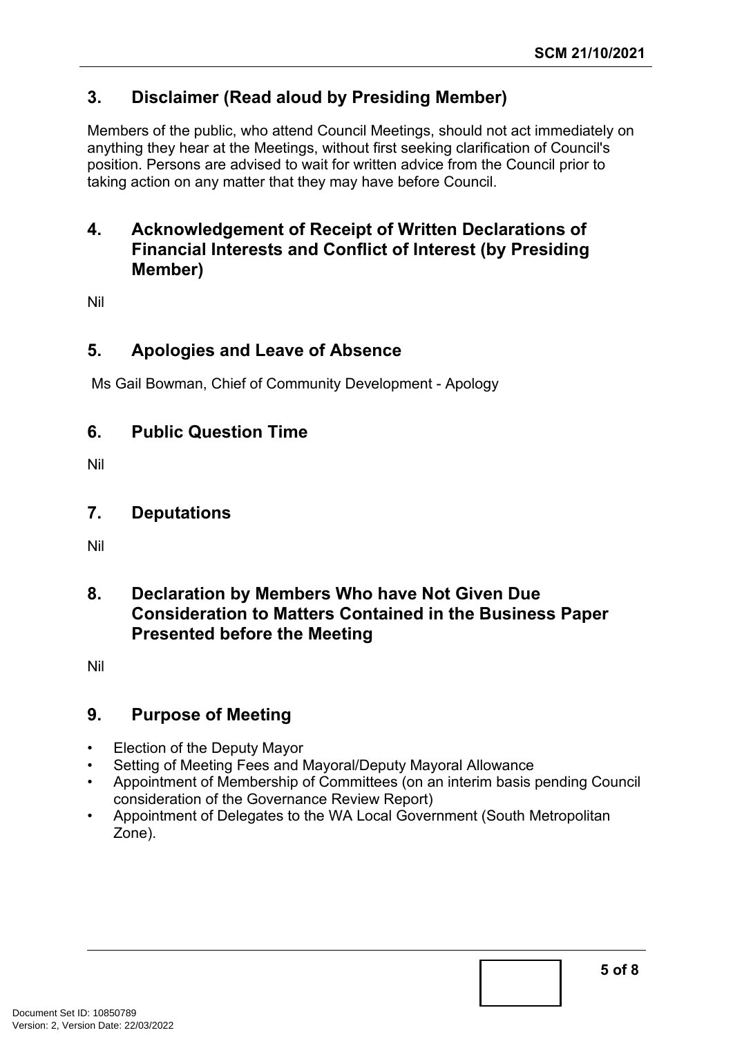## 3. Disclaimer (Read aloud by Presiding Member)

Members of the public, who attend Council Meetings, should not act immediately on anything they hear at the Meetings, without first seeking clarification of Council's position. Persons are advised to wait for written advice from the Council prior to taking action on any matter that they may have before Council.

## 4. Acknowledgement of Receipt of Written Declarations of Financial Interests and Conflict of Interest (by Presiding Member)

Nil

## 5. Apologies and Leave of Absence

Ms Gail Bowman, Chief of Community Development - Apology

## 6. Public Question Time

Nil

## 7. Deputations

Nil

## 8. Declaration by Members Who have Not Given Due Consideration to Matters Contained in the Business Paper Presented before the Meeting

Nil

## 9. Purpose of Meeting

- Election of the Deputy Mayor
- Setting of Meeting Fees and Mayoral/Deputy Mayoral Allowance
- Appointment of Membership of Committees (on an interim basis pending Council consideration of the Governance Review Report)
- Appointment of Delegates to the WA Local Government (South Metropolitan Zone).

Document Set ID: 10850789
Version: 2, Version Date: 22/03/2022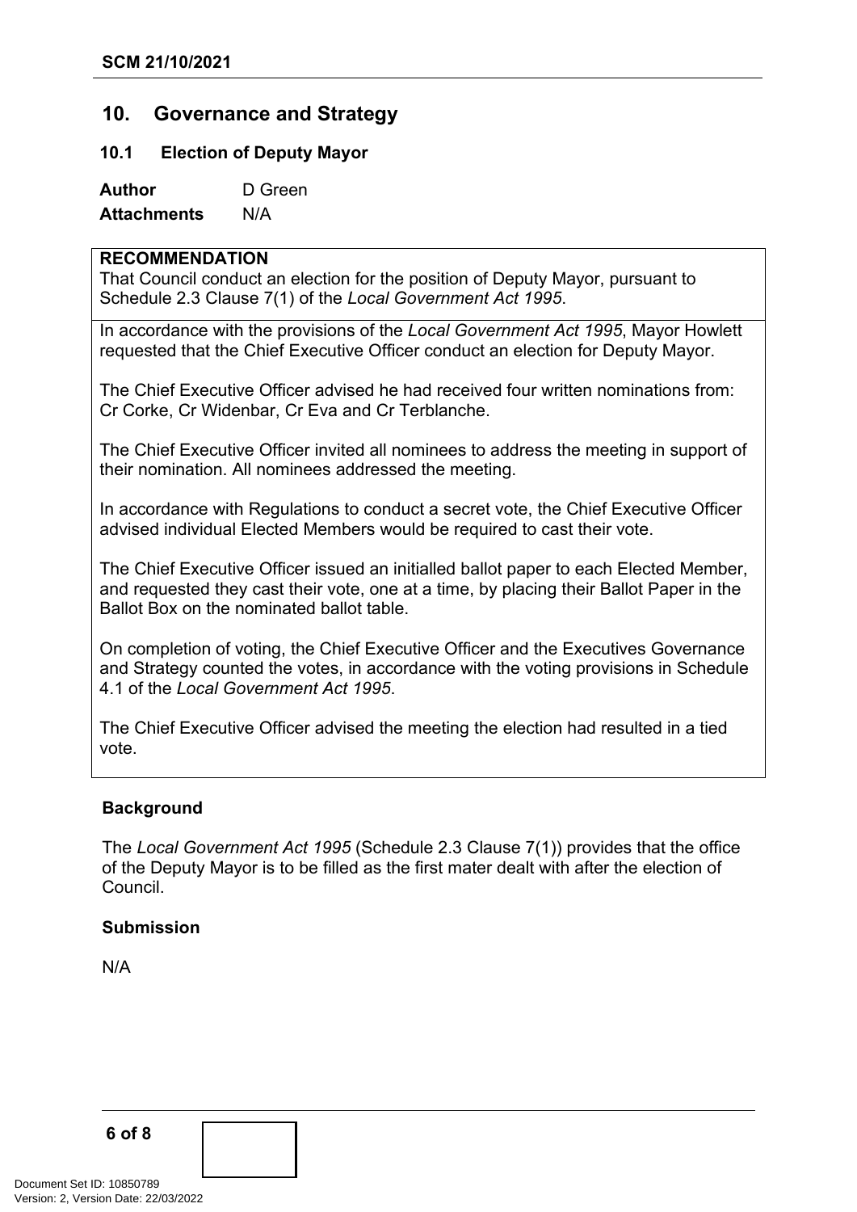## 10. Governance and Strategy

### 10.1 Election of Deputy Mayor

**Author** D Green

**Attachments** N/A

**RECOMMENDATION**

That Council conduct an election for the position of Deputy Mayor, pursuant to Schedule 2.3 Clause 7(1) of the *Local Government Act 1995*.

In accordance with the provisions of the *Local Government Act 1995*, Mayor Howlett requested that the Chief Executive Officer conduct an election for Deputy Mayor.

The Chief Executive Officer advised he had received four written nominations from: Cr Corke, Cr Widenbar, Cr Eva and Cr Terblanche.

The Chief Executive Officer invited all nominees to address the meeting in support of their nomination. All nominees addressed the meeting.

In accordance with Regulations to conduct a secret vote, the Chief Executive Officer advised individual Elected Members would be required to cast their vote.

The Chief Executive Officer issued an initialled ballot paper to each Elected Member, and requested they cast their vote, one at a time, by placing their Ballot Paper in the Ballot Box on the nominated ballot table.

On completion of voting, the Chief Executive Officer and the Executives Governance and Strategy counted the votes, in accordance with the voting provisions in Schedule 4.1 of the *Local Government Act 1995*.

The Chief Executive Officer advised the meeting the election had resulted in a tied vote.

**Background**

The *Local Government Act 1995* (Schedule 2.3 Clause 7(1)) provides that the office of the Deputy Mayor is to be filled as the first mater dealt with after the election of Council.

**Submission**

N/A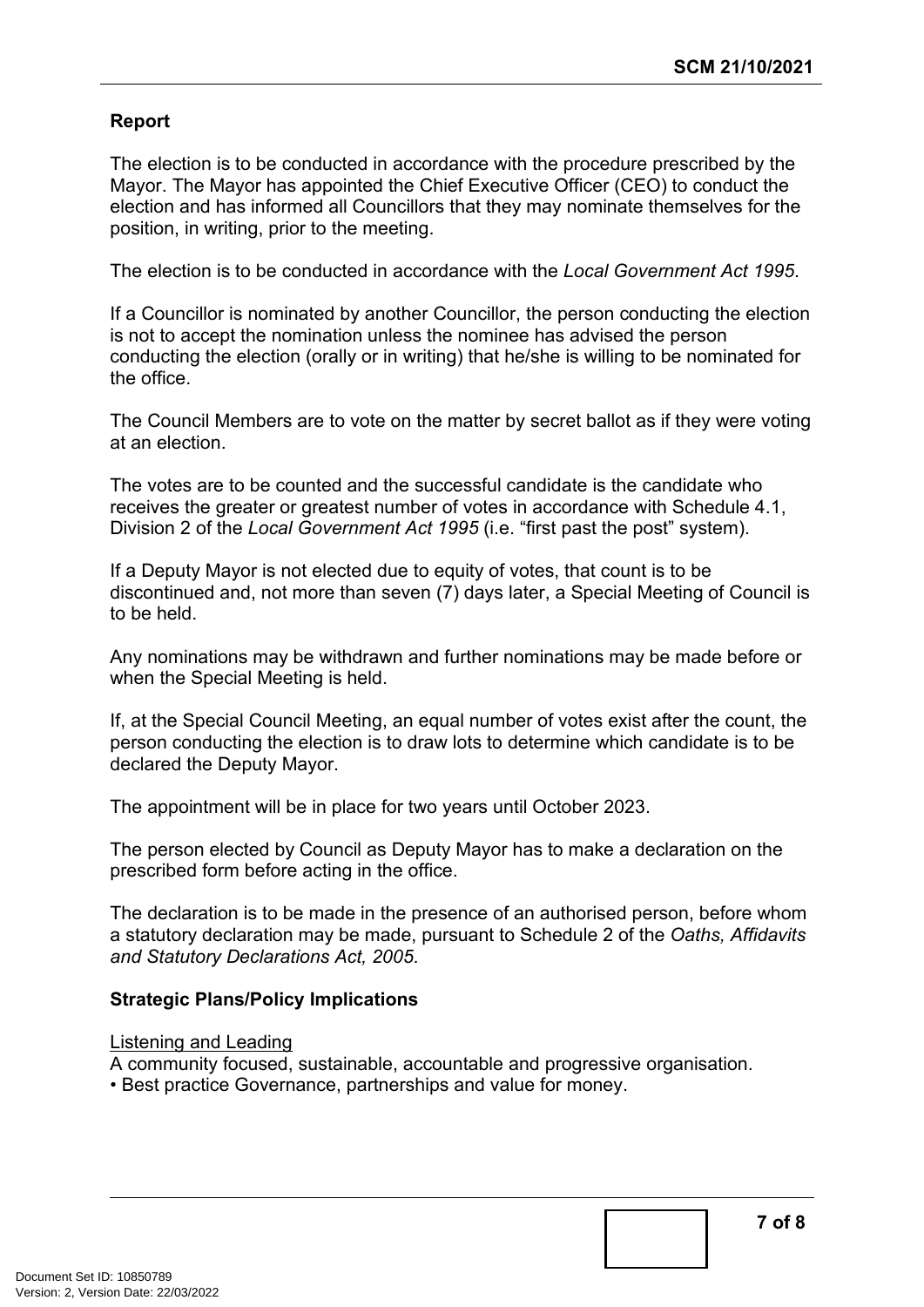## Report

The election is to be conducted in accordance with the procedure prescribed by the Mayor. The Mayor has appointed the Chief Executive Officer (CEO) to conduct the election and has informed all Councillors that they may nominate themselves for the position, in writing, prior to the meeting.

The election is to be conducted in accordance with the *Local Government Act 1995*.

If a Councillor is nominated by another Councillor, the person conducting the election is not to accept the nomination unless the nominee has advised the person conducting the election (orally or in writing) that he/she is willing to be nominated for the office.

The Council Members are to vote on the matter by secret ballot as if they were voting at an election.

The votes are to be counted and the successful candidate is the candidate who receives the greater or greatest number of votes in accordance with Schedule 4.1, Division 2 of the *Local Government Act 1995* (i.e. "first past the post" system).

If a Deputy Mayor is not elected due to equity of votes, that count is to be discontinued and, not more than seven (7) days later, a Special Meeting of Council is to be held.

Any nominations may be withdrawn and further nominations may be made before or when the Special Meeting is held.

If, at the Special Council Meeting, an equal number of votes exist after the count, the person conducting the election is to draw lots to determine which candidate is to be declared the Deputy Mayor.

The appointment will be in place for two years until October 2023.

The person elected by Council as Deputy Mayor has to make a declaration on the prescribed form before acting in the office.

The declaration is to be made in the presence of an authorised person, before whom a statutory declaration may be made, pursuant to Schedule 2 of the *Oaths, Affidavits and Statutory Declarations Act, 2005*.

## Strategic Plans/Policy Implications

Listening and Leading

A community focused, sustainable, accountable and progressive organisation.

- Best practice Governance, partnerships and value for money.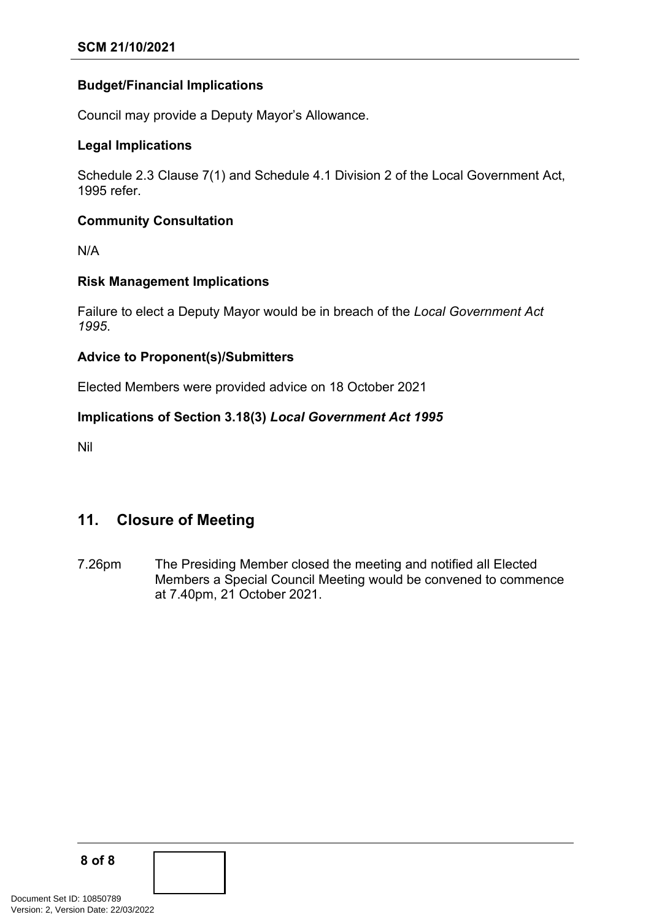### Budget/Financial Implications

Council may provide a Deputy Mayor's Allowance.

### Legal Implications

Schedule 2.3 Clause 7(1) and Schedule 4.1 Division 2 of the Local Government Act, 1995 refer.

### Community Consultation

N/A

### Risk Management Implications

Failure to elect a Deputy Mayor would be in breach of the *Local Government Act 1995*.

### Advice to Proponent(s)/Submitters

Elected Members were provided advice on 18 October 2021

### Implications of Section 3.18(3) *Local Government Act 1995*

Nil

## 11. Closure of Meeting

7.26pm The Presiding Member closed the meeting and notified all Elected Members a Special Council Meeting would be convened to commence at 7.40pm, 21 October 2021.